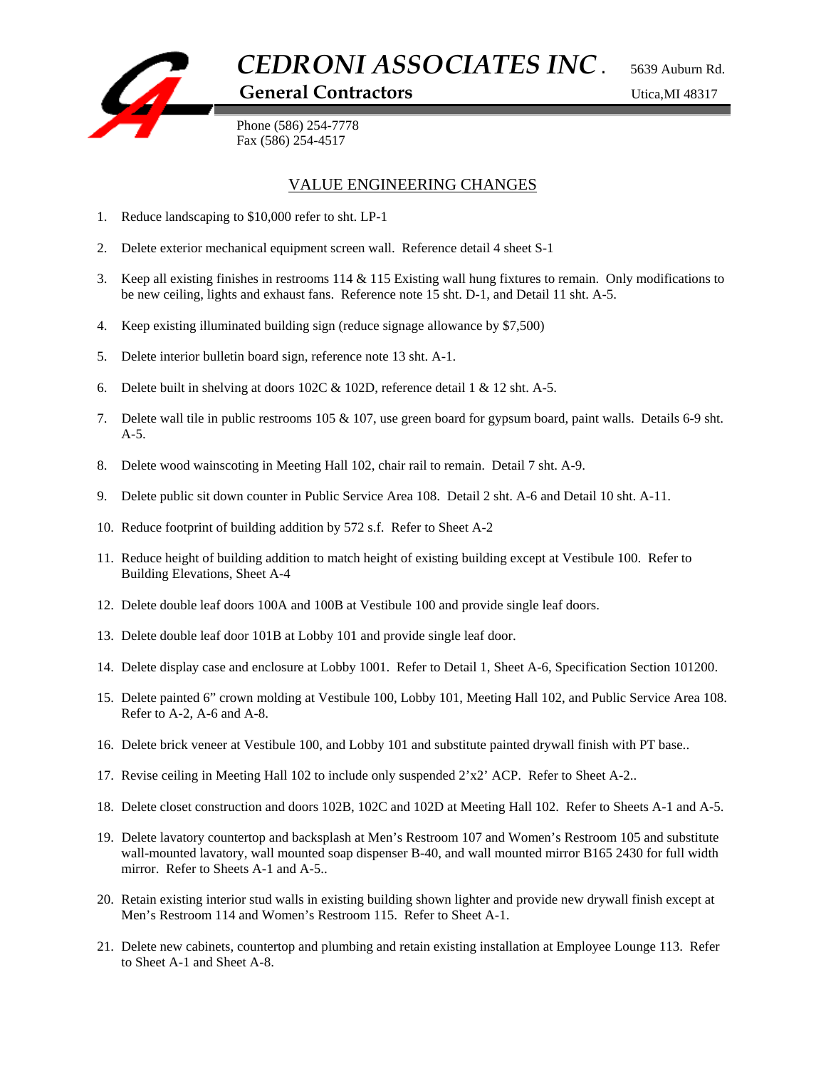# CEDRONI ASSOCIATES INC.

**General Contractors**

5639 Auburn Rd.
Utica,MI 48317

Phone (586) 254-7778
Fax (586) 254-4517

## VALUE ENGINEERING CHANGES

1. Reduce landscaping to $10,000 refer to sht. LP-1

2. Delete exterior mechanical equipment screen wall. Reference detail 4 sheet S-1

3. Keep all existing finishes in restrooms 114 & 115 Existing wall hung fixtures to remain. Only modifications to be new ceiling, lights and exhaust fans. Reference note 15 sht. D-1, and Detail 11 sht. A-5.

4. Keep existing illuminated building sign (reduce signage allowance by $7,500)

5. Delete interior bulletin board sign, reference note 13 sht. A-1.

6. Delete built in shelving at doors 102C & 102D, reference detail 1 & 12 sht. A-5.

7. Delete wall tile in public restrooms 105 & 107, use green board for gypsum board, paint walls. Details 6-9 sht. A-5.

8. Delete wood wainscoting in Meeting Hall 102, chair rail to remain. Detail 7 sht. A-9.

9. Delete public sit down counter in Public Service Area 108. Detail 2 sht. A-6 and Detail 10 sht. A-11.

10. Reduce footprint of building addition by 572 s.f. Refer to Sheet A-2

11. Reduce height of building addition to match height of existing building except at Vestibule 100. Refer to Building Elevations, Sheet A-4

12. Delete double leaf doors 100A and 100B at Vestibule 100 and provide single leaf doors.

13. Delete double leaf door 101B at Lobby 101 and provide single leaf door.

14. Delete display case and enclosure at Lobby 1001. Refer to Detail 1, Sheet A-6, Specification Section 101200.

15. Delete painted 6" crown molding at Vestibule 100, Lobby 101, Meeting Hall 102, and Public Service Area 108. Refer to A-2, A-6 and A-8.

16. Delete brick veneer at Vestibule 100, and Lobby 101 and substitute painted drywall finish with PT base..

17. Revise ceiling in Meeting Hall 102 to include only suspended 2'x2' ACP. Refer to Sheet A-2..

18. Delete closet construction and doors 102B, 102C and 102D at Meeting Hall 102. Refer to Sheets A-1 and A-5.

19. Delete lavatory countertop and backsplash at Men's Restroom 107 and Women's Restroom 105 and substitute wall-mounted lavatory, wall mounted soap dispenser B-40, and wall mounted mirror B165 2430 for full width mirror. Refer to Sheets A-1 and A-5..

20. Retain existing interior stud walls in existing building shown lighter and provide new drywall finish except at Men's Restroom 114 and Women's Restroom 115. Refer to Sheet A-1.

21. Delete new cabinets, countertop and plumbing and retain existing installation at Employee Lounge 113. Refer to Sheet A-1 and Sheet A-8.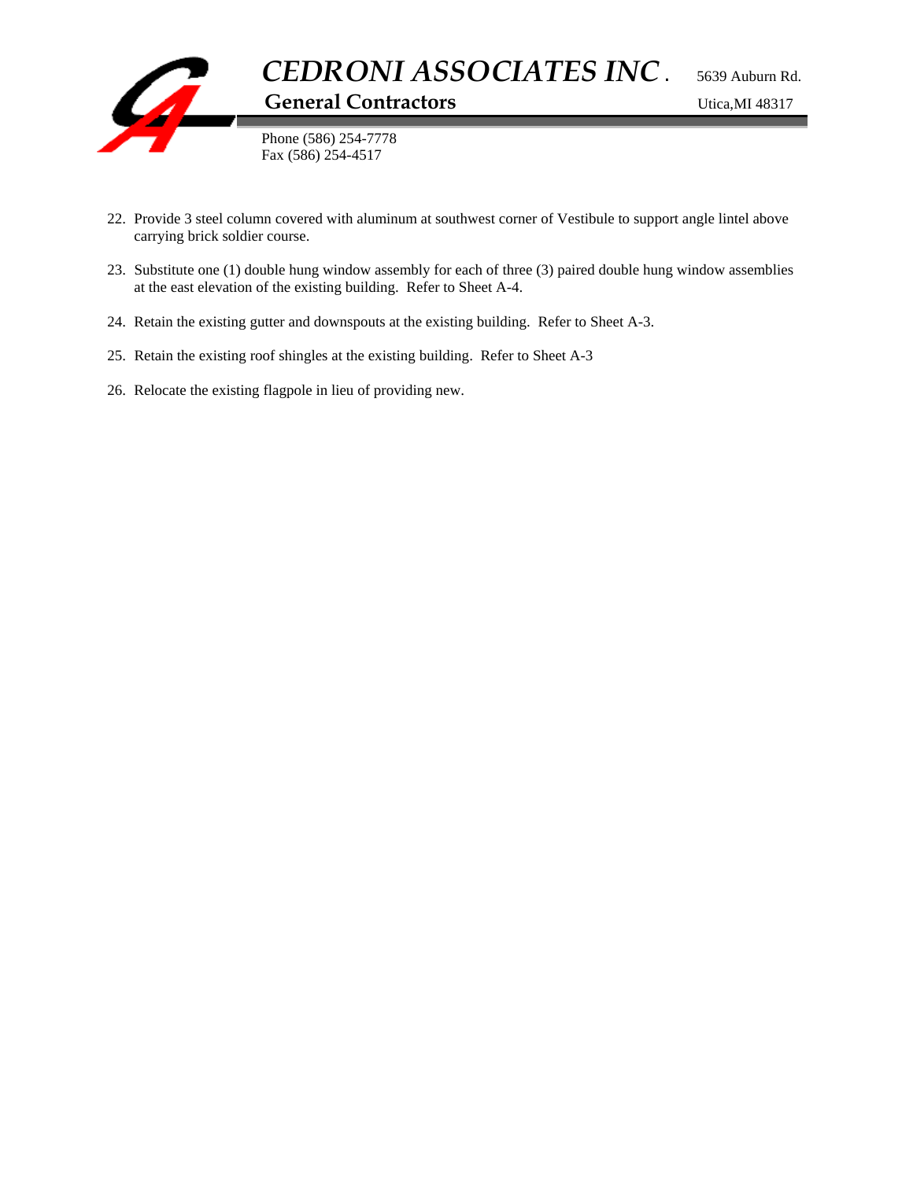# CEDRONI ASSOCIATES INC.

**General Contractors**

5639 Auburn Rd.
Utica,MI 48317

Phone (586) 254-7778
Fax (586) 254-4517

22. Provide 3 steel column covered with aluminum at southwest corner of Vestibule to support angle lintel above carrying brick soldier course.

23. Substitute one (1) double hung window assembly for each of three (3) paired double hung window assemblies at the east elevation of the existing building. Refer to Sheet A-4.

24. Retain the existing gutter and downspouts at the existing building. Refer to Sheet A-3.

25. Retain the existing roof shingles at the existing building. Refer to Sheet A-3

26. Relocate the existing flagpole in lieu of providing new.